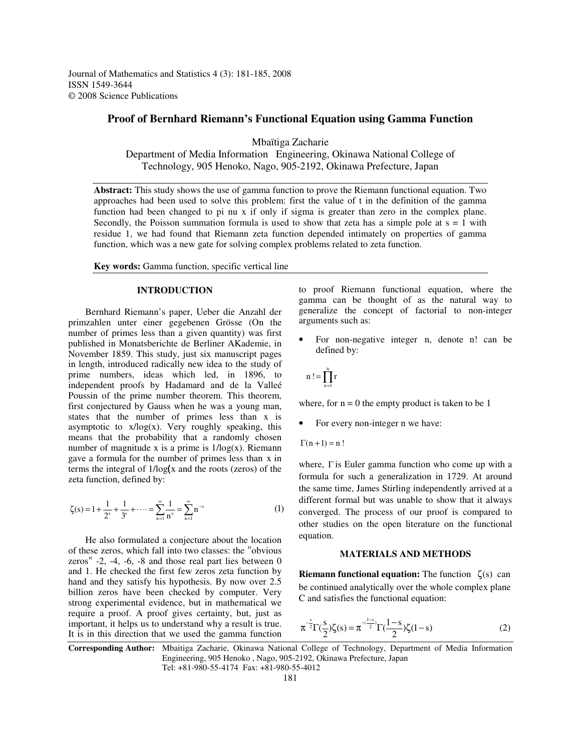Journal of Mathematics and Statistics 4 (3): 181-185, 2008
ISSN 1549-3644
© 2008 Science Publications

# Proof of Bernhard Riemann's Functional Equation using Gamma Function

Mbaïtiga Zacharie

Department of Media Information Engineering, Okinawa National College of Technology, 905 Henoko, Nago, 905-2192, Okinawa Prefecture, Japan

**Abstract:** This study shows the use of gamma function to prove the Riemann functional equation. Two approaches had been used to solve this problem: first the value of t in the definition of the gamma function had been changed to pi nu x if only if sigma is greater than zero in the complex plane. Secondly, the Poisson summation formula is used to show that zeta has a simple pole at s = 1 with residue 1, we had found that Riemann zeta function depended intimately on properties of gamma function, which was a new gate for solving complex problems related to zeta function.

**Key words:** Gamma function, specific vertical line

## INTRODUCTION

Bernhard Riemann's paper, Ueber die Anzahl der primzahlen unter einer gegebenen Grösse (On the number of primes less than a given quantity) was first published in Monatsberichte de Berliner AKademie, in November 1859. This study, just six manuscript pages in length, introduced radically new idea to the study of prime numbers, ideas which led, in 1896, to independent proofs by Hadamard and de la Valleé Poussin of the prime number theorem. This theorem, first conjectured by Gauss when he was a young man, states that the number of primes less than x is asymptotic to x/log(x). Very roughly speaking, this means that the probability that a randomly chosen number of magnitude x is a prime is 1/log(x). Riemann gave a formula for the number of primes less than x in terms the integral of 1/log(x and the roots (zeros) of the zeta function, defined by:

$$\zeta(s) = 1 + \frac{1}{2^s} + \frac{1}{3^s} + \cdots = \sum_{n=1}^{\infty} \frac{1}{n^s} = \sum_{n=1}^{\infty} n^{-s} \tag{1}$$

He also formulated a conjecture about the location of these zeros, which fall into two classes: the "obvious zeros" -2, -4, -6, -8 and those real part lies between 0 and 1. He checked the first few zeros zeta function by hand and they satisfy his hypothesis. By now over 2.5 billion zeros have been checked by computer. Very strong experimental evidence, but in mathematical we require a proof. A proof gives certainty, but, just as important, it helps us to understand why a result is true. It is in this direction that we used the gamma function to proof Riemann functional equation, where the gamma can be thought of as the natural way to generalize the concept of factorial to non-integer arguments such as:

- For non-negative integer n, denote n! can be defined by:

$$n! = \prod_{n=1}^{n} r$$

where, for n = 0 the empty product is taken to be 1

- For every non-integer n we have:

$$\Gamma(n+1) = n!$$

where, $\Gamma$ is Euler gamma function who come up with a formula for such a generalization in 1729. At around the same time, James Stirling independently arrived at a different formal but was unable to show that it always converged. The process of our proof is compared to other studies on the open literature on the functional equation.

## MATERIALS AND METHODS

**Riemann functional equation:** The function $\zeta(s)$ can be continued analytically over the whole complex plane C and satisfies the functional equation:

$$\pi^{-\frac{s}{2}}\Gamma(\frac{s}{2})\zeta(s) = \pi^{-(\frac{1-s}{2})}\Gamma(\frac{1-s}{2})\zeta(1-s) \tag{2}$$

**Corresponding Author:** Mbaitiga Zacharie, Okinawa National College of Technology, Department of Media Information Engineering, 905 Henoko , Nago, 905-2192, Okinawa Prefecture, Japan
Tel: +81-980-55-4174 Fax: +81-980-55-4012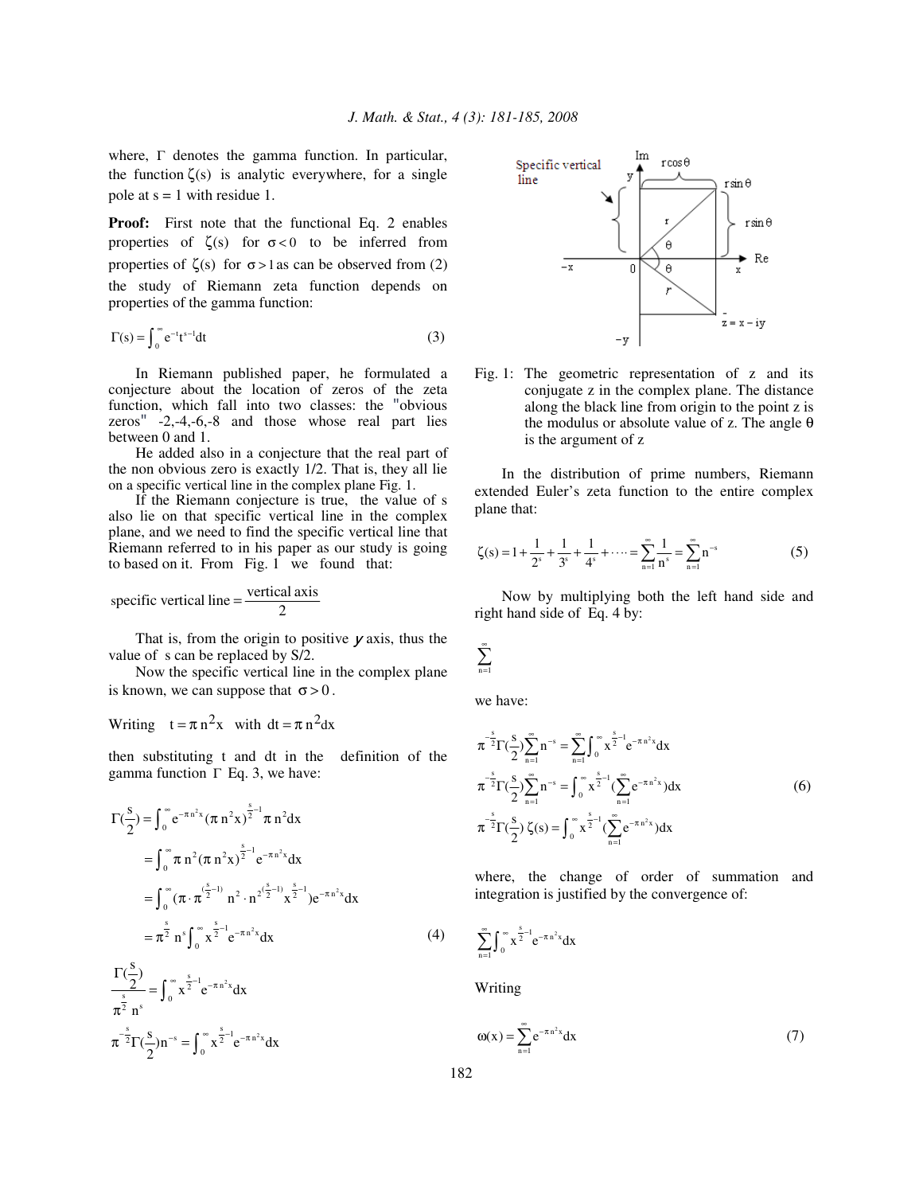where, $\Gamma$ denotes the gamma function. In particular, the function $\zeta(s)$ is analytic everywhere, for a single pole at s = 1 with residue 1.

**Proof:** First note that the functional Eq. 2 enables properties of $\zeta(s)$ for $\sigma < 0$ to be inferred from properties of $\zeta(s)$ for $\sigma > 1$ as can be observed from (2) the study of Riemann zeta function depends on properties of the gamma function:

$$\Gamma(s) = \int_0^\infty e^{-t} t^{s-1} dt \tag{3}$$

In Riemann published paper, he formulated a conjecture about the location of zeros of the zeta function, which fall into two classes: the "obvious zeros" -2,-4,-6,-8 and those whose real part lies between 0 and 1.

He added also in a conjecture that the real part of the non obvious zero is exactly 1/2. That is, they all lie on a specific vertical line in the complex plane Fig. 1.

If the Riemann conjecture is true, the value of s also lie on that specific vertical line in the complex plane, and we need to find the specific vertical line that Riemann referred to in his paper as our study is going to based on it. From Fig. 1 we found that:

$$\text{specific vertical line} = \frac{\text{vertical axis}}{2}$$

That is, from the origin to positive *y* axis, thus the value of s can be replaced by S/2.

Now the specific vertical line in the complex plane is known, we can suppose that $\sigma > 0$.

Writing $t = \pi n^2 x$ with $dt = \pi n^2 dx$

then substituting t and dt in the definition of the gamma function $\Gamma$ Eq. 3, we have:

$$\begin{aligned}
\Gamma(\frac{s}{2}) &= \int_0^\infty e^{-\pi n^2 x} (\pi n^2 x)^{\frac{s}{2}-1} \pi n^2 dx \\
&= \int_0^\infty \pi n^2 (\pi n^2 x)^{\frac{s}{2}-1} e^{-\pi n^2 x} dx \\
&= \int_0^\infty (\pi \cdot \pi^{(\frac{s}{2}-1)} n^2 \cdot n^{2(\frac{s}{2}-1)} x^{\frac{s}{2}-1}) e^{-\pi n^2 x} dx \\
&= \pi^{\frac{s}{2}} n^s \int_0^\infty x^{\frac{s}{2}-1} e^{-\pi n^2 x} dx
\end{aligned} \tag{4}$$

$$\frac{\Gamma(\frac{s}{2})}{\pi^{\frac{s}{2}} n^s} = \int_0^\infty x^{\frac{s}{2}-1} e^{-\pi n^2 x} dx$$

$$\pi^{-\frac{s}{2}} \Gamma(\frac{s}{2}) n^{-s} = \int_0^\infty x^{\frac{s}{2}-1} e^{-\pi n^2 x} dx$$

Fig. 1: The geometric representation of z and its conjugate z in the complex plane. The distance along the black line from origin to the point z is the modulus or absolute value of z. The angle θ is the argument of z

In the distribution of prime numbers, Riemann extended Euler's zeta function to the entire complex plane that:

$$\zeta(s) = 1 + \frac{1}{2^s} + \frac{1}{3^s} + \frac{1}{4^s} + \cdots = \sum_{n=1}^\infty \frac{1}{n^s} = \sum_{n=1}^\infty n^{-s} \tag{5}$$

Now by multiplying both the left hand side and right hand side of Eq. 4 by:

$$\sum_{n=1}^\infty$$

we have:

$$\begin{aligned}
\pi^{-\frac{s}{2}} \Gamma(\frac{s}{2}) \sum_{n=1}^\infty n^{-s} &= \sum_{n=1}^\infty \int_0^\infty x^{\frac{s}{2}-1} e^{-\pi n^2 x} dx \\
\pi^{-\frac{s}{2}} \Gamma(\frac{s}{2}) \sum_{n=1}^\infty n^{-s} &= \int_0^\infty x^{\frac{s}{2}-1} (\sum_{n=1}^\infty e^{-\pi n^2 x}) dx \\
\pi^{-\frac{s}{2}} \Gamma(\frac{s}{2}) \zeta(s) &= \int_0^\infty x^{\frac{s}{2}-1} (\sum_{n=1}^\infty e^{-\pi n^2 x}) dx
\end{aligned} \tag{6}$$

where, the change of order of summation and integration is justified by the convergence of:

$$\sum_{n=1}^\infty \int_0^\infty x^{\frac{s}{2}-1} e^{-\pi n^2 x} dx$$

Writing

$$\omega(x) = \sum_{n=1}^\infty e^{-\pi n^2 x} dx \tag{7}$$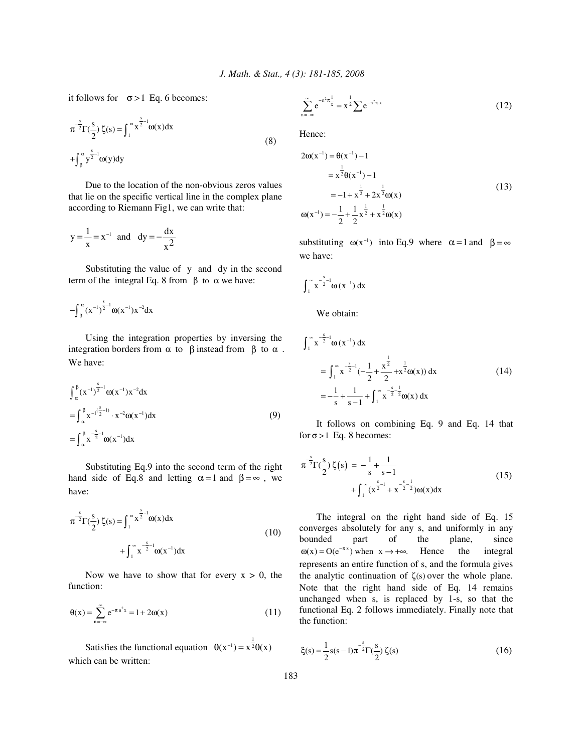it follows for $\sigma > 1$ Eq. 6 becomes:

$$\pi^{-\frac{s}{2}}\Gamma(\frac{s}{2})\,\zeta(s) = \int_1^{\infty} x^{\frac{s}{2}-1}\omega(x)dx + \int_{\beta}^{\alpha} y^{\frac{s}{2}-1}\omega(y)dy \tag{8}$$

Due to the location of the non-obvious zeros values that lie on the specific vertical line in the complex plane according to Riemann Fig1, we can write that:

$$y = \frac{1}{x} = x^{-1} \text{ and } dy = -\frac{dx}{x^2}$$

Substituting the value of $y$ and $dy$ in the second term of the integral Eq. 8 from $\beta$ to $\alpha$ we have:

$$-\int_{\beta}^{\alpha}(x^{-1})^{\frac{s}{2}-1}\omega(x^{-1})x^{-2}dx$$

Using the integration properties by inversing the integration borders from $\alpha$ to $\beta$ instead from $\beta$ to $\alpha$. We have:

$$\begin{aligned}
&\int_{\alpha}^{\beta}(x^{-1})^{\frac{s}{2}-1}\omega(x^{-1})x^{-2}dx \\
&= \int_{\alpha}^{\beta} x^{-1(\frac{s}{2}-1)} \cdot x^{-2}\omega(x^{-1})dx \\
&= \int_{\alpha}^{\beta} x^{-\frac{s}{2}-1}\omega(x^{-1})dx
\end{aligned} \tag{9}$$

Substituting Eq.9 into the second term of the right hand side of Eq.8 and letting $\alpha = 1$ and $\beta = \infty$, we have:

$$\pi^{-\frac{s}{2}}\Gamma(\frac{s}{2})\,\zeta(s) = \int_1^{\infty} x^{\frac{s}{2}-1}\omega(x)dx + \int_1^{\infty} x^{-\frac{s}{2}-1}\omega(x^{-1})dx \tag{10}$$

Now we have to show that for every $x > 0$, the function:

$$\theta(x) = \sum_{n=-\infty}^{\infty} e^{-\pi n^2 x} = 1 + 2\omega(x) \tag{11}$$

Satisfies the functional equation $\theta(x^{-1}) = x^{\frac{1}{2}}\theta(x)$ which can be written:

$$\sum_{n=-\infty}^{\infty} e^{-n^2\pi\frac{1}{x}} = x^{\frac{1}{2}}\sum e^{-n^2\pi x} \tag{12}$$

Hence:

$$\begin{aligned}
2\omega(x^{-1}) &= \theta(x^{-1}) - 1 \\
&= x^{\frac{1}{2}}\theta(x^{-1}) - 1 \\
&= -1 + x^{\frac{1}{2}} + 2x^{\frac{1}{2}}\omega(x) \\
\omega(x^{-1}) &= -\frac{1}{2} + \frac{1}{2}x^{\frac{1}{2}} + x^{\frac{1}{2}}\omega(x)
\end{aligned} \tag{13}$$

substituting $\omega(x^{-1})$ into Eq.9 where $\alpha = 1$ and $\beta = \infty$ we have:

$$\int_1^{\infty} x^{-\frac{s}{2}-1}\omega(x^{-1})\,dx$$

We obtain:

$$\begin{aligned}
&\int_1^{\infty} x^{-\frac{s}{2}-1}\omega(x^{-1})\,dx \\
&= \int_1^{\infty} x^{-\frac{s}{2}-1}(-\frac{1}{2} + \frac{x^{\frac{1}{2}}}{2} + x^{\frac{1}{2}}\omega(x))\,dx \\
&= -\frac{1}{s} + \frac{1}{s-1} + \int_1^{\infty} x^{-\frac{s}{2}-\frac{1}{2}}\omega(x)\,dx
\end{aligned} \tag{14}$$

It follows on combining Eq. 9 and Eq. 14 that for $\sigma > 1$ Eq. 8 becomes:

$$\pi^{-\frac{s}{2}}\Gamma(\frac{s}{2})\,\zeta(s) = -\frac{1}{s} + \frac{1}{s-1} + \int_1^{\infty}(x^{\frac{s}{2}-1} + x^{-\frac{s}{2}-\frac{1}{2}})\omega(x)dx \tag{15}$$

The integral on the right hand side of Eq. 15 converges absolutely for any s, and uniformly in any bounded part of the plane, since $\omega(x) = O(e^{-\pi x})$ when $x \to +\infty$. Hence the integral represents an entire function of s, and the formula gives the analytic continuation of $\zeta(s)$ over the whole plane. Note that the right hand side of Eq. 14 remains unchanged when s, is replaced by 1-s, so that the functional Eq. 2 follows immediately. Finally note that the function:

$$\xi(s) = \frac{1}{2}s(s-1)\pi^{-\frac{s}{2}}\Gamma(\frac{s}{2})\,\zeta(s) \tag{16}$$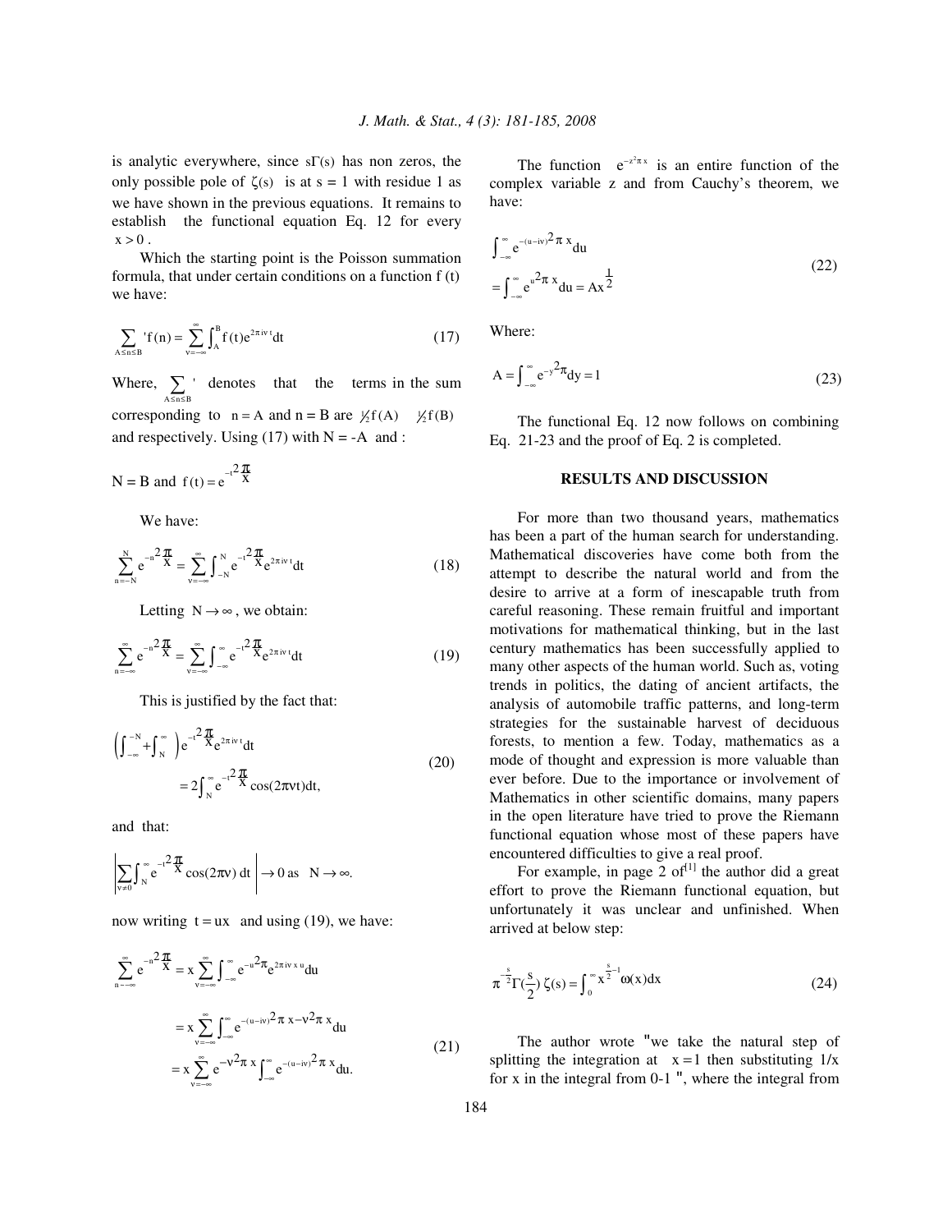is analytic everywhere, since $s\Gamma(s)$ has non zeros, the only possible pole of $\zeta(s)$ is at $s = 1$ with residue 1 as we have shown in the previous equations. It remains to establish the functional equation Eq. 12 for every $x > 0$.

Which the starting point is the Poisson summation formula, that under certain conditions on a function f (t) we have:

$$\sum_{A\le n\le B}{}' f(n) = \sum_{v=-\infty}^{\infty} \int_A^B f(t) e^{2\pi i v t} dt \tag{17}$$

Where, $\sum_{A\le n\le B}{}'$ denotes that the terms in the sum corresponding to $n = A$ and $n = B$ are $\frac{1}{2}f(A)$ $\frac{1}{2}f(B)$ and respectively. Using (17) with $N = -A$ and :

$N = B$ and $f(t) = e^{-t^2 \frac{\pi}{x}}$

We have:

$$\sum_{n=-N}^{N} e^{-n^2 \frac{\pi}{x}} = \sum_{v=-\infty}^{\infty} \int_{-N}^{N} e^{-t^2 \frac{\pi}{x}} e^{2\pi i v t} dt \tag{18}$$

Letting $N \to \infty$, we obtain:

$$\sum_{n=-\infty}^{\infty} e^{-n^2 \frac{\pi}{x}} = \sum_{v=-\infty}^{\infty} \int_{-\infty}^{\infty} e^{-t^2 \frac{\pi}{x}} e^{2\pi i v t} dt \tag{19}$$

This is justified by the fact that:

$$\begin{aligned}\left(\int_{-\infty}^{-N} + \int_{N}^{\infty}\right) e^{-t^2 \frac{\pi}{x}} e^{2\pi i v t} dt \\ = 2\int_{N}^{\infty} e^{-t^2 \frac{\pi}{x}} \cos(2\pi v t) dt,\end{aligned} \tag{20}$$

and that:

$$\left| \sum_{v\neq 0} \int_{N}^{\infty} e^{-t^2 \frac{\pi}{x}} \cos(2\pi v)\, dt \right| \to 0 \text{ as } N \to \infty.$$

now writing $t = ux$ and using (19), we have:

$$\begin{aligned}\sum_{n=-\infty}^{\infty} e^{-n^2 \frac{\pi}{x}} &= x \sum_{v=-\infty}^{\infty} \int_{-\infty}^{\infty} e^{-u^2 \pi} e^{2\pi i v x u} du \\ &= x \sum_{v=-\infty}^{\infty} \int_{-\infty}^{\infty} e^{-(u-iv)^2 \pi x - v^2 \pi x} du \\ &= x \sum_{v=-\infty}^{\infty} e^{-v^2 \pi x} \int_{-\infty}^{\infty} e^{-(u-iv)^2 \pi x} du.\end{aligned} \tag{21}$$

The function $e^{-z^2 \pi x}$ is an entire function of the complex variable z and from Cauchy's theorem, we have:

$$\begin{aligned}&\int_{-\infty}^{\infty} e^{-(u-iv)^2 \pi x} du \\ &= \int_{-\infty}^{\infty} e^{u^2 \pi x} du = A x^{\frac{1}{2}}\end{aligned} \tag{22}$$

Where:

$$A = \int_{-\infty}^{\infty} e^{-y^2 \pi} dy = 1 \tag{23}$$

The functional Eq. 12 now follows on combining Eq. 21-23 and the proof of Eq. 2 is completed.

## RESULTS AND DISCUSSION

For more than two thousand years, mathematics has been a part of the human search for understanding. Mathematical discoveries have come both from the attempt to describe the natural world and from the desire to arrive at a form of inescapable truth from careful reasoning. These remain fruitful and important motivations for mathematical thinking, but in the last century mathematics has been successfully applied to many other aspects of the human world. Such as, voting trends in politics, the dating of ancient artifacts, the analysis of automobile traffic patterns, and long-term strategies for the sustainable harvest of deciduous forests, to mention a few. Today, mathematics as a mode of thought and expression is more valuable than ever before. Due to the importance or involvement of Mathematics in other scientific domains, many papers in the open literature have tried to prove the Riemann functional equation whose most of these papers have encountered difficulties to give a real proof.

For example, in page 2 of[1] the author did a great effort to prove the Riemann functional equation, but unfortunately it was unclear and unfinished. When arrived at below step:

$$\pi^{-\frac{s}{2}} \Gamma\left(\frac{s}{2}\right) \zeta(s) = \int_{0}^{\infty} x^{\frac{s}{2}-1} \omega(x) dx \tag{24}$$

The author wrote "we take the natural step of splitting the integration at $x = 1$ then substituting 1/x for x in the integral from 0-1 ", where the integral from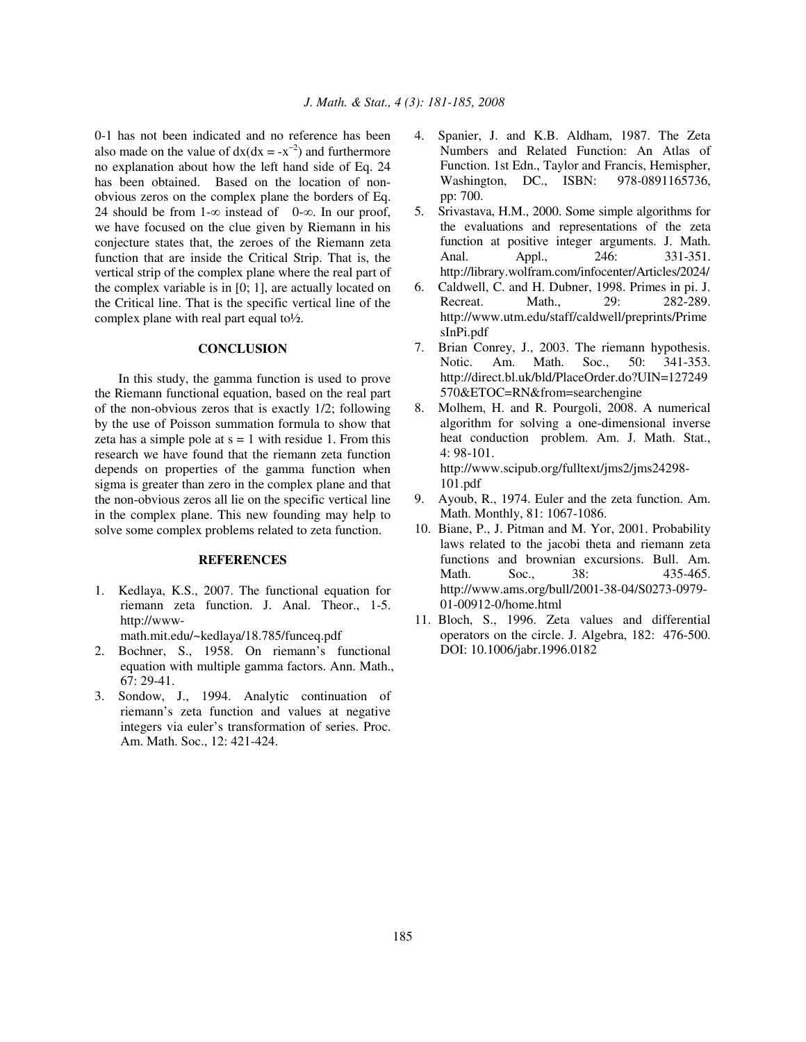0-1 has not been indicated and no reference has been also made on the value of $dx(dx = -x^{-2})$ and furthermore no explanation about how the left hand side of Eq. 24 has been obtained. Based on the location of non-obvious zeros on the complex plane the borders of Eq. 24 should be from $1-\infty$ instead of $0-\infty$. In our proof, we have focused on the clue given by Riemann in his conjecture states that, the zeroes of the Riemann zeta function that are inside the Critical Strip. That is, the vertical strip of the complex plane where the real part of the complex variable is in [0; 1], are actually located on the Critical line. That is the specific vertical line of the complex plane with real part equal to½.

## CONCLUSION

In this study, the gamma function is used to prove the Riemann functional equation, based on the real part of the non-obvious zeros that is exactly 1/2; following by the use of Poisson summation formula to show that zeta has a simple pole at $s = 1$ with residue 1. From this research we have found that the riemann zeta function depends on properties of the gamma function when sigma is greater than zero in the complex plane and that the non-obvious zeros all lie on the specific vertical line in the complex plane. This new founding may help to solve some complex problems related to zeta function.

## REFERENCES

1. Kedlaya, K.S., 2007. The functional equation for riemann zeta function. J. Anal. Theor., 1-5. http://www-math.mit.edu/~kedlaya/18.785/funceq.pdf
2. Bochner, S., 1958. On riemann's functional equation with multiple gamma factors. Ann. Math., 67: 29-41.
3. Sondow, J., 1994. Analytic continuation of riemann's zeta function and values at negative integers via euler's transformation of series. Proc. Am. Math. Soc., 12: 421-424.
4. Spanier, J. and K.B. Aldham, 1987. The Zeta Numbers and Related Function: An Atlas of Function. 1st Edn., Taylor and Francis, Hemispher, Washington, DC., ISBN: 978-0891165736, pp: 700.
5. Srivastava, H.M., 2000. Some simple algorithms for the evaluations and representations of the zeta function at positive integer arguments. J. Math. Anal. Appl., 246: 331-351. http://library.wolfram.com/infocenter/Articles/2024/
6. Caldwell, C. and H. Dubner, 1998. Primes in pi. J. Recreat. Math., 29: 282-289. http://www.utm.edu/staff/caldwell/preprints/PrimesInPi.pdf
7. Brian Conrey, J., 2003. The riemann hypothesis. Notic. Am. Math. Soc., 50: 341-353. http://direct.bl.uk/bld/PlaceOrder.do?UIN=127249570&ETOC=RN&from=searchengine
8. Molhem, H. and R. Pourgoli, 2008. A numerical algorithm for solving a one-dimensional inverse heat conduction problem. Am. J. Math. Stat., 4: 98-101. http://www.scipub.org/fulltext/jms2/jms24298-101.pdf
9. Ayoub, R., 1974. Euler and the zeta function. Am. Math. Monthly, 81: 1067-1086.
10. Biane, P., J. Pitman and M. Yor, 2001. Probability laws related to the jacobi theta and riemann zeta functions and brownian excursions. Bull. Am. Math. Soc., 38: 435-465. http://www.ams.org/bull/2001-38-04/S0273-0979-01-00912-0/home.html
11. Bloch, S., 1996. Zeta values and differential operators on the circle. J. Algebra, 182: 476-500. DOI: 10.1006/jabr.1996.0182